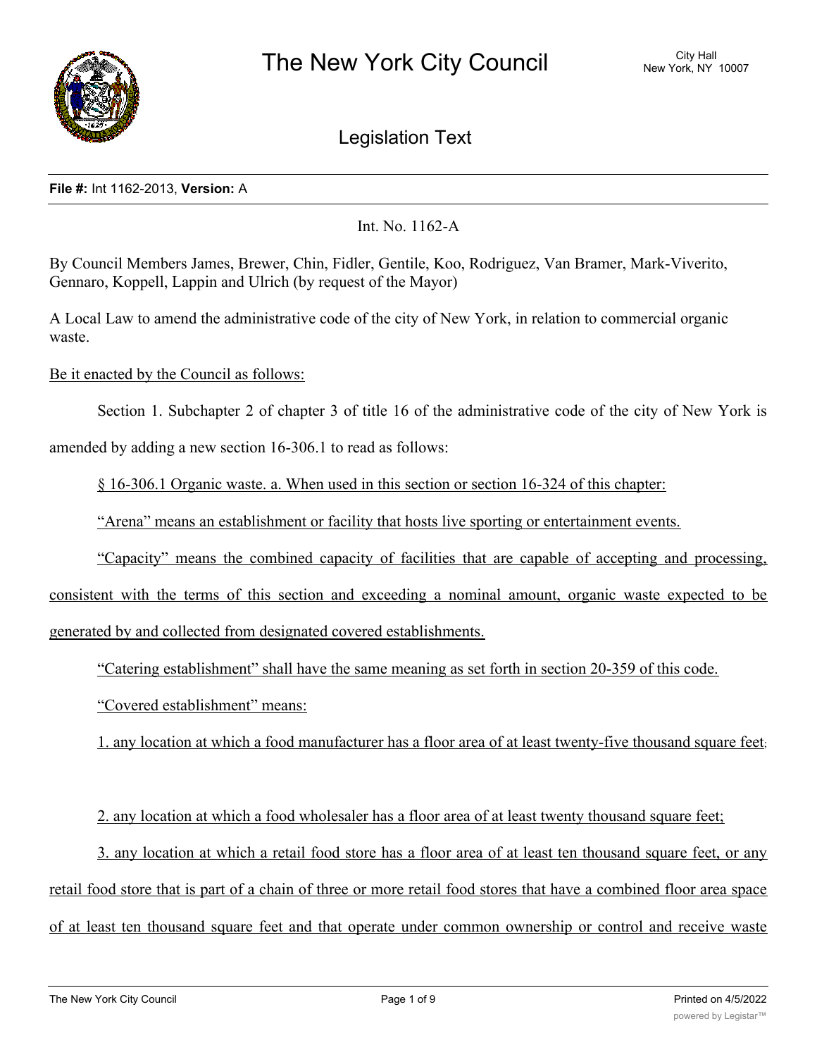The New York City Council

Legislation Text

**File #:** Int 1162-2013, **Version:** A

Int. No. 1162-A

By Council Members James, Brewer, Chin, Fidler, Gentile, Koo, Rodriguez, Van Bramer, Mark-Viverito, Gennaro, Koppell, Lappin and Ulrich (by request of the Mayor)

A Local Law to amend the administrative code of the city of New York, in relation to commercial organic waste.

Be it enacted by the Council as follows:

Section 1. Subchapter 2 of chapter 3 of title 16 of the administrative code of the city of New York is amended by adding a new section 16-306.1 to read as follows:

§ 16-306.1 Organic waste. a. When used in this section or section 16-324 of this chapter:

"Arena" means an establishment or facility that hosts live sporting or entertainment events.

"Capacity" means the combined capacity of facilities that are capable of accepting and processing, consistent with the terms of this section and exceeding a nominal amount, organic waste expected to be generated by and collected from designated covered establishments.

"Catering establishment" shall have the same meaning as set forth in section 20-359 of this code.

"Covered establishment" means:

1. any location at which a food manufacturer has a floor area of at least twenty-five thousand square feet;

2. any location at which a food wholesaler has a floor area of at least twenty thousand square feet;

3. any location at which a retail food store has a floor area of at least ten thousand square feet, or any retail food store that is part of a chain of three or more retail food stores that have a combined floor area space of at least ten thousand square feet and that operate under common ownership or control and receive waste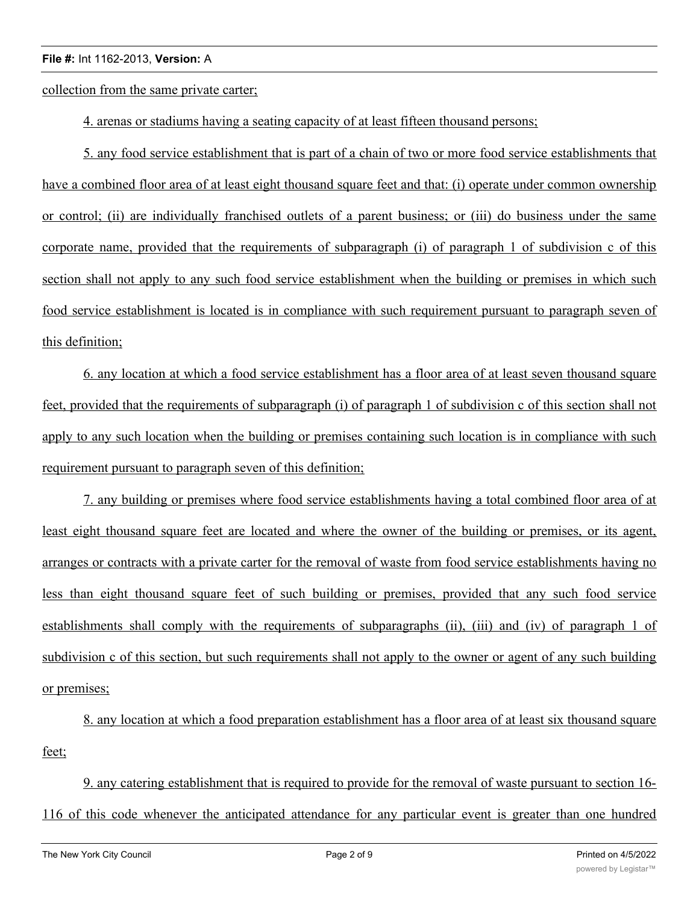collection from the same private carter;

4. arenas or stadiums having a seating capacity of at least fifteen thousand persons;

5. any food service establishment that is part of a chain of two or more food service establishments that have a combined floor area of at least eight thousand square feet and that: (i) operate under common ownership or control; (ii) are individually franchised outlets of a parent business; or (iii) do business under the same corporate name, provided that the requirements of subparagraph (i) of paragraph 1 of subdivision c of this section shall not apply to any such food service establishment when the building or premises in which such food service establishment is located is in compliance with such requirement pursuant to paragraph seven of this definition;

6. any location at which a food service establishment has a floor area of at least seven thousand square feet, provided that the requirements of subparagraph (i) of paragraph 1 of subdivision c of this section shall not apply to any such location when the building or premises containing such location is in compliance with such requirement pursuant to paragraph seven of this definition;

7. any building or premises where food service establishments having a total combined floor area of at least eight thousand square feet are located and where the owner of the building or premises, or its agent, arranges or contracts with a private carter for the removal of waste from food service establishments having no less than eight thousand square feet of such building or premises, provided that any such food service establishments shall comply with the requirements of subparagraphs (ii), (iii) and (iv) of paragraph 1 of subdivision c of this section, but such requirements shall not apply to the owner or agent of any such building or premises;

8. any location at which a food preparation establishment has a floor area of at least six thousand square feet;

9. any catering establishment that is required to provide for the removal of waste pursuant to section 16-116 of this code whenever the anticipated attendance for any particular event is greater than one hundred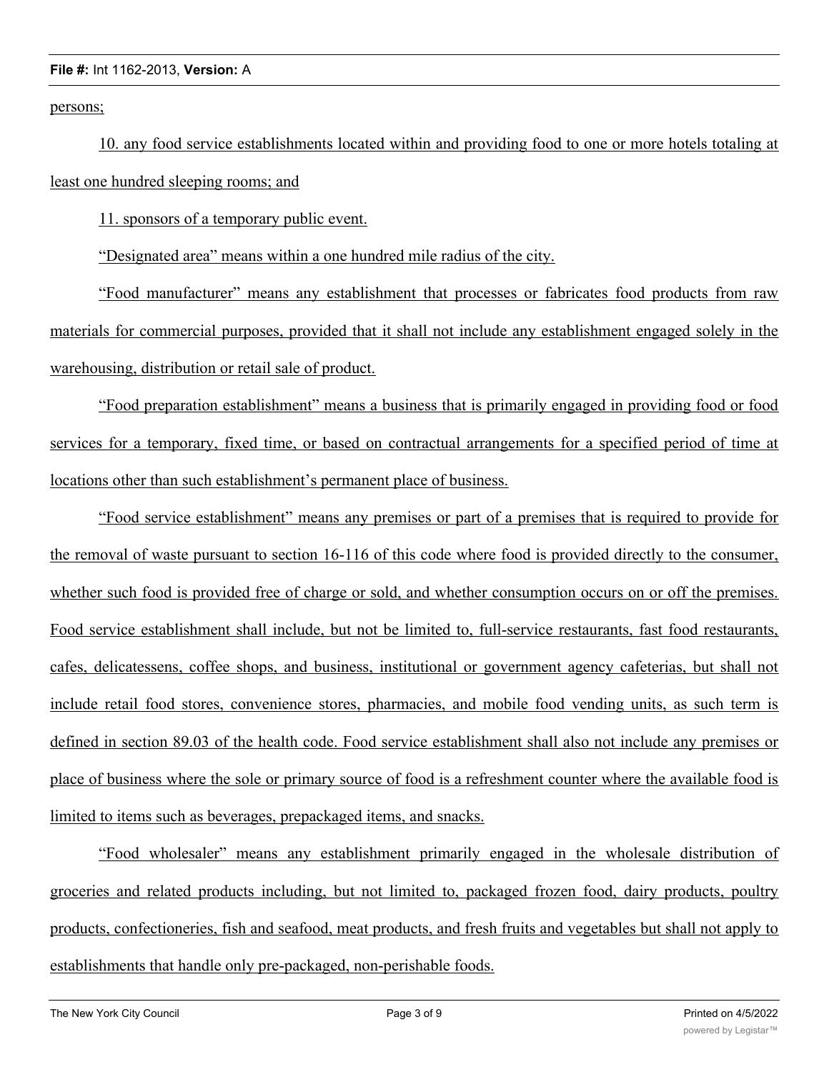persons;

10. any food service establishments located within and providing food to one or more hotels totaling at least one hundred sleeping rooms; and

11. sponsors of a temporary public event.

"Designated area" means within a one hundred mile radius of the city.

"Food manufacturer" means any establishment that processes or fabricates food products from raw materials for commercial purposes, provided that it shall not include any establishment engaged solely in the warehousing, distribution or retail sale of product.

"Food preparation establishment" means a business that is primarily engaged in providing food or food services for a temporary, fixed time, or based on contractual arrangements for a specified period of time at locations other than such establishment's permanent place of business.

"Food service establishment" means any premises or part of a premises that is required to provide for the removal of waste pursuant to section 16-116 of this code where food is provided directly to the consumer, whether such food is provided free of charge or sold, and whether consumption occurs on or off the premises. Food service establishment shall include, but not be limited to, full-service restaurants, fast food restaurants, cafes, delicatessens, coffee shops, and business, institutional or government agency cafeterias, but shall not include retail food stores, convenience stores, pharmacies, and mobile food vending units, as such term is defined in section 89.03 of the health code. Food service establishment shall also not include any premises or place of business where the sole or primary source of food is a refreshment counter where the available food is limited to items such as beverages, prepackaged items, and snacks.

"Food wholesaler" means any establishment primarily engaged in the wholesale distribution of groceries and related products including, but not limited to, packaged frozen food, dairy products, poultry products, confectioneries, fish and seafood, meat products, and fresh fruits and vegetables but shall not apply to establishments that handle only pre-packaged, non-perishable foods.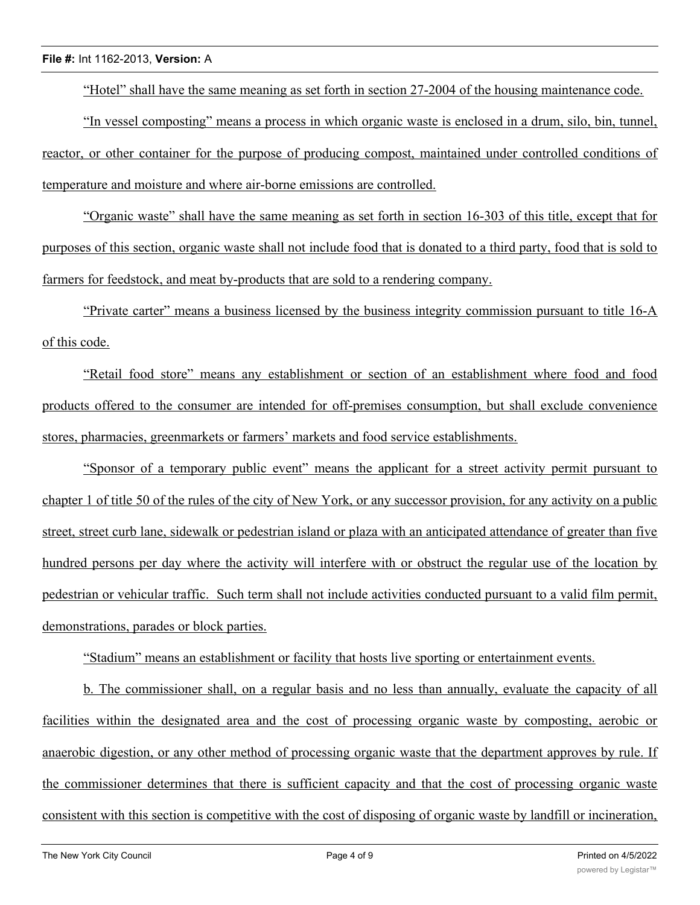"Hotel" shall have the same meaning as set forth in section 27-2004 of the housing maintenance code.

"In vessel composting" means a process in which organic waste is enclosed in a drum, silo, bin, tunnel, reactor, or other container for the purpose of producing compost, maintained under controlled conditions of temperature and moisture and where air-borne emissions are controlled.

"Organic waste" shall have the same meaning as set forth in section 16-303 of this title, except that for purposes of this section, organic waste shall not include food that is donated to a third party, food that is sold to farmers for feedstock, and meat by-products that are sold to a rendering company.

"Private carter" means a business licensed by the business integrity commission pursuant to title 16-A of this code.

"Retail food store" means any establishment or section of an establishment where food and food products offered to the consumer are intended for off-premises consumption, but shall exclude convenience stores, pharmacies, greenmarkets or farmers' markets and food service establishments.

"Sponsor of a temporary public event" means the applicant for a street activity permit pursuant to chapter 1 of title 50 of the rules of the city of New York, or any successor provision, for any activity on a public street, street curb lane, sidewalk or pedestrian island or plaza with an anticipated attendance of greater than five hundred persons per day where the activity will interfere with or obstruct the regular use of the location by pedestrian or vehicular traffic. Such term shall not include activities conducted pursuant to a valid film permit, demonstrations, parades or block parties.

"Stadium" means an establishment or facility that hosts live sporting or entertainment events.

b. The commissioner shall, on a regular basis and no less than annually, evaluate the capacity of all facilities within the designated area and the cost of processing organic waste by composting, aerobic or anaerobic digestion, or any other method of processing organic waste that the department approves by rule. If the commissioner determines that there is sufficient capacity and that the cost of processing organic waste consistent with this section is competitive with the cost of disposing of organic waste by landfill or incineration,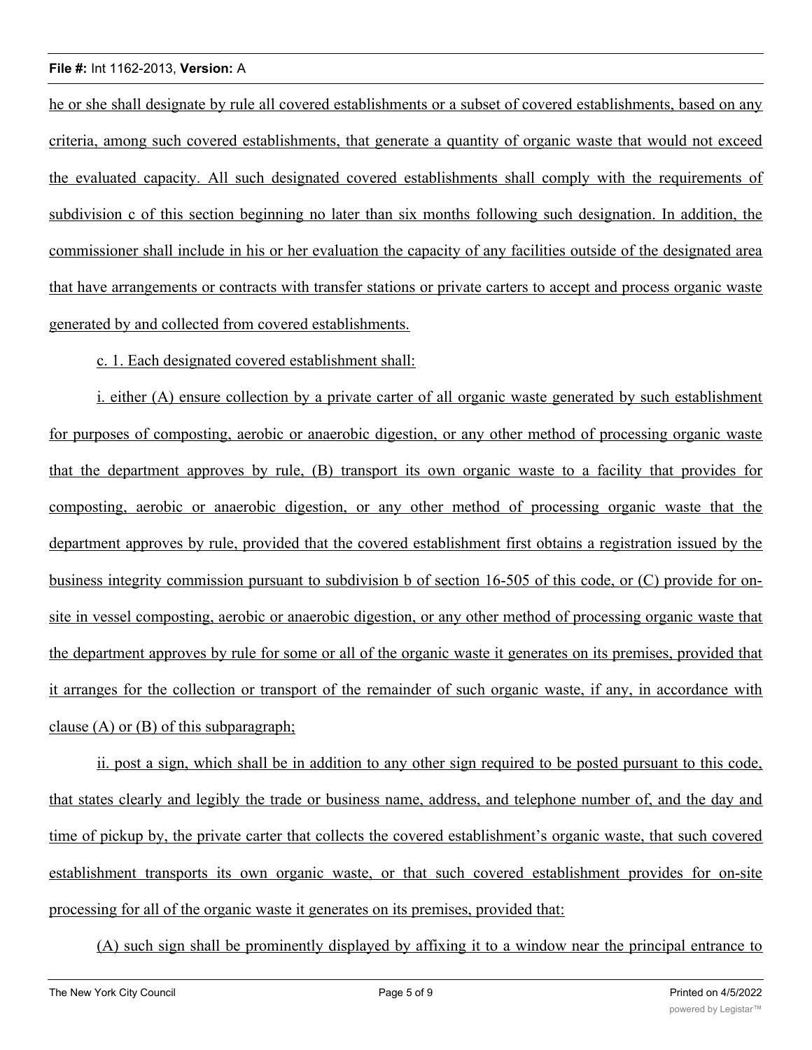he or she shall designate by rule all covered establishments or a subset of covered establishments, based on any criteria, among such covered establishments, that generate a quantity of organic waste that would not exceed the evaluated capacity. All such designated covered establishments shall comply with the requirements of subdivision c of this section beginning no later than six months following such designation. In addition, the commissioner shall include in his or her evaluation the capacity of any facilities outside of the designated area that have arrangements or contracts with transfer stations or private carters to accept and process organic waste generated by and collected from covered establishments.

c. 1. Each designated covered establishment shall:

i. either (A) ensure collection by a private carter of all organic waste generated by such establishment for purposes of composting, aerobic or anaerobic digestion, or any other method of processing organic waste that the department approves by rule, (B) transport its own organic waste to a facility that provides for composting, aerobic or anaerobic digestion, or any other method of processing organic waste that the department approves by rule, provided that the covered establishment first obtains a registration issued by the business integrity commission pursuant to subdivision b of section 16-505 of this code, or (C) provide for on-site in vessel composting, aerobic or anaerobic digestion, or any other method of processing organic waste that the department approves by rule for some or all of the organic waste it generates on its premises, provided that it arranges for the collection or transport of the remainder of such organic waste, if any, in accordance with clause (A) or (B) of this subparagraph;

ii. post a sign, which shall be in addition to any other sign required to be posted pursuant to this code, that states clearly and legibly the trade or business name, address, and telephone number of, and the day and time of pickup by, the private carter that collects the covered establishment's organic waste, that such covered establishment transports its own organic waste, or that such covered establishment provides for on-site processing for all of the organic waste it generates on its premises, provided that:

(A) such sign shall be prominently displayed by affixing it to a window near the principal entrance to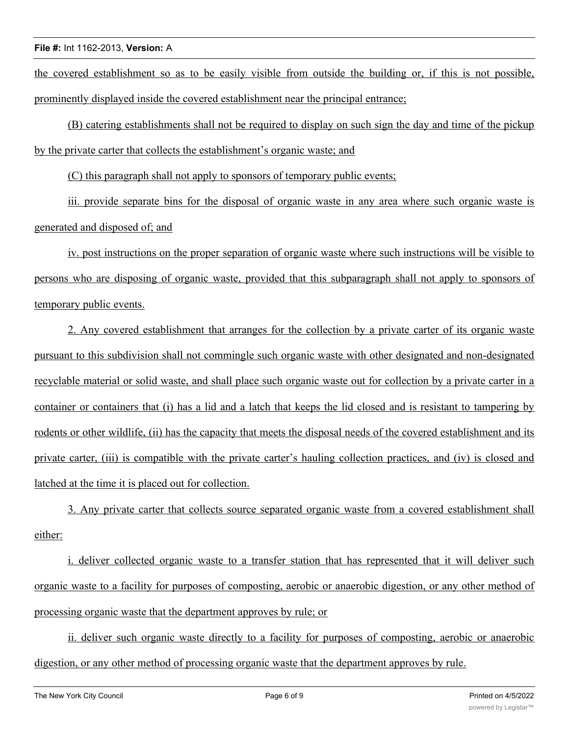the covered establishment so as to be easily visible from outside the building or, if this is not possible, prominently displayed inside the covered establishment near the principal entrance;

(B) catering establishments shall not be required to display on such sign the day and time of the pickup by the private carter that collects the establishment's organic waste; and

(C) this paragraph shall not apply to sponsors of temporary public events;

iii. provide separate bins for the disposal of organic waste in any area where such organic waste is generated and disposed of; and

iv. post instructions on the proper separation of organic waste where such instructions will be visible to persons who are disposing of organic waste, provided that this subparagraph shall not apply to sponsors of temporary public events.

2. Any covered establishment that arranges for the collection by a private carter of its organic waste pursuant to this subdivision shall not commingle such organic waste with other designated and non-designated recyclable material or solid waste, and shall place such organic waste out for collection by a private carter in a container or containers that (i) has a lid and a latch that keeps the lid closed and is resistant to tampering by rodents or other wildlife, (ii) has the capacity that meets the disposal needs of the covered establishment and its private carter, (iii) is compatible with the private carter's hauling collection practices, and (iv) is closed and latched at the time it is placed out for collection.

3. Any private carter that collects source separated organic waste from a covered establishment shall either:

i. deliver collected organic waste to a transfer station that has represented that it will deliver such organic waste to a facility for purposes of composting, aerobic or anaerobic digestion, or any other method of processing organic waste that the department approves by rule; or

ii. deliver such organic waste directly to a facility for purposes of composting, aerobic or anaerobic digestion, or any other method of processing organic waste that the department approves by rule.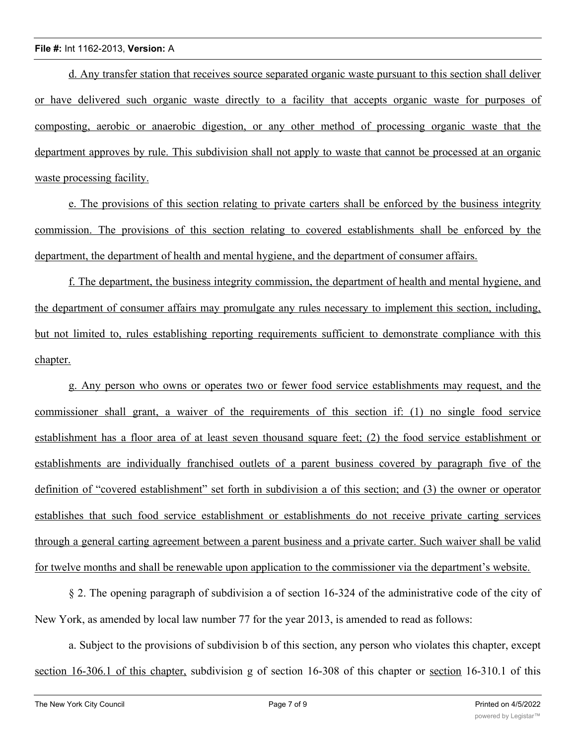d. Any transfer station that receives source separated organic waste pursuant to this section shall deliver or have delivered such organic waste directly to a facility that accepts organic waste for purposes of composting, aerobic or anaerobic digestion, or any other method of processing organic waste that the department approves by rule. This subdivision shall not apply to waste that cannot be processed at an organic waste processing facility.

e. The provisions of this section relating to private carters shall be enforced by the business integrity commission. The provisions of this section relating to covered establishments shall be enforced by the department, the department of health and mental hygiene, and the department of consumer affairs.

f. The department, the business integrity commission, the department of health and mental hygiene, and the department of consumer affairs may promulgate any rules necessary to implement this section, including, but not limited to, rules establishing reporting requirements sufficient to demonstrate compliance with this chapter.

g. Any person who owns or operates two or fewer food service establishments may request, and the commissioner shall grant, a waiver of the requirements of this section if: (1) no single food service establishment has a floor area of at least seven thousand square feet; (2) the food service establishment or establishments are individually franchised outlets of a parent business covered by paragraph five of the definition of "covered establishment" set forth in subdivision a of this section; and (3) the owner or operator establishes that such food service establishment or establishments do not receive private carting services through a general carting agreement between a parent business and a private carter. Such waiver shall be valid for twelve months and shall be renewable upon application to the commissioner via the department's website.

§ 2. The opening paragraph of subdivision a of section 16-324 of the administrative code of the city of New York, as amended by local law number 77 for the year 2013, is amended to read as follows:

a. Subject to the provisions of subdivision b of this section, any person who violates this chapter, except section 16-306.1 of this chapter, subdivision g of section 16-308 of this chapter or section 16-310.1 of this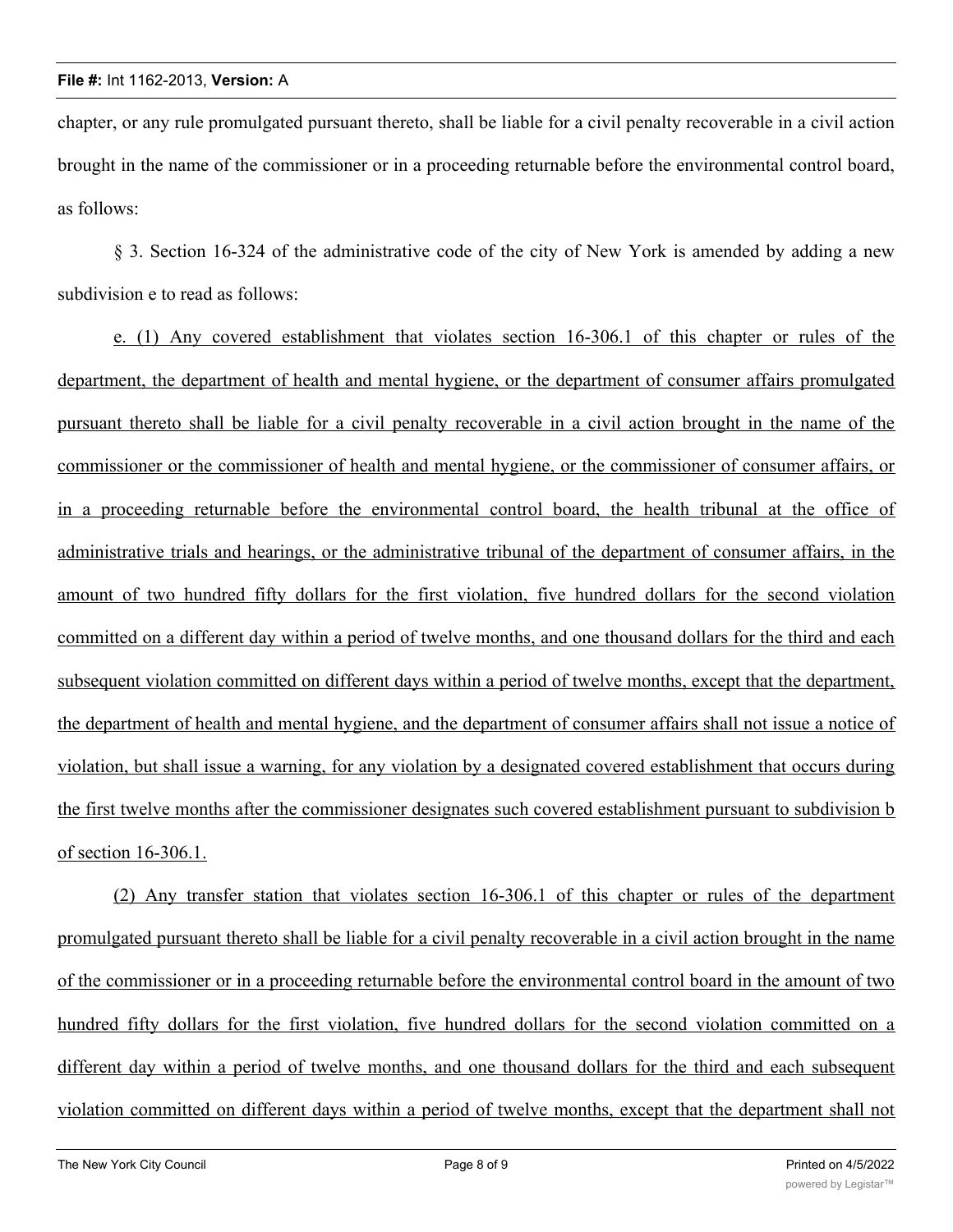chapter, or any rule promulgated pursuant thereto, shall be liable for a civil penalty recoverable in a civil action brought in the name of the commissioner or in a proceeding returnable before the environmental control board, as follows:

§ 3. Section 16-324 of the administrative code of the city of New York is amended by adding a new subdivision e to read as follows:

e. (1) Any covered establishment that violates section 16-306.1 of this chapter or rules of the department, the department of health and mental hygiene, or the department of consumer affairs promulgated pursuant thereto shall be liable for a civil penalty recoverable in a civil action brought in the name of the commissioner or the commissioner of health and mental hygiene, or the commissioner of consumer affairs, or in a proceeding returnable before the environmental control board, the health tribunal at the office of administrative trials and hearings, or the administrative tribunal of the department of consumer affairs, in the amount of two hundred fifty dollars for the first violation, five hundred dollars for the second violation committed on a different day within a period of twelve months, and one thousand dollars for the third and each subsequent violation committed on different days within a period of twelve months, except that the department, the department of health and mental hygiene, and the department of consumer affairs shall not issue a notice of violation, but shall issue a warning, for any violation by a designated covered establishment that occurs during the first twelve months after the commissioner designates such covered establishment pursuant to subdivision b of section 16-306.1.

(2) Any transfer station that violates section 16-306.1 of this chapter or rules of the department promulgated pursuant thereto shall be liable for a civil penalty recoverable in a civil action brought in the name of the commissioner or in a proceeding returnable before the environmental control board in the amount of two hundred fifty dollars for the first violation, five hundred dollars for the second violation committed on a different day within a period of twelve months, and one thousand dollars for the third and each subsequent violation committed on different days within a period of twelve months, except that the department shall not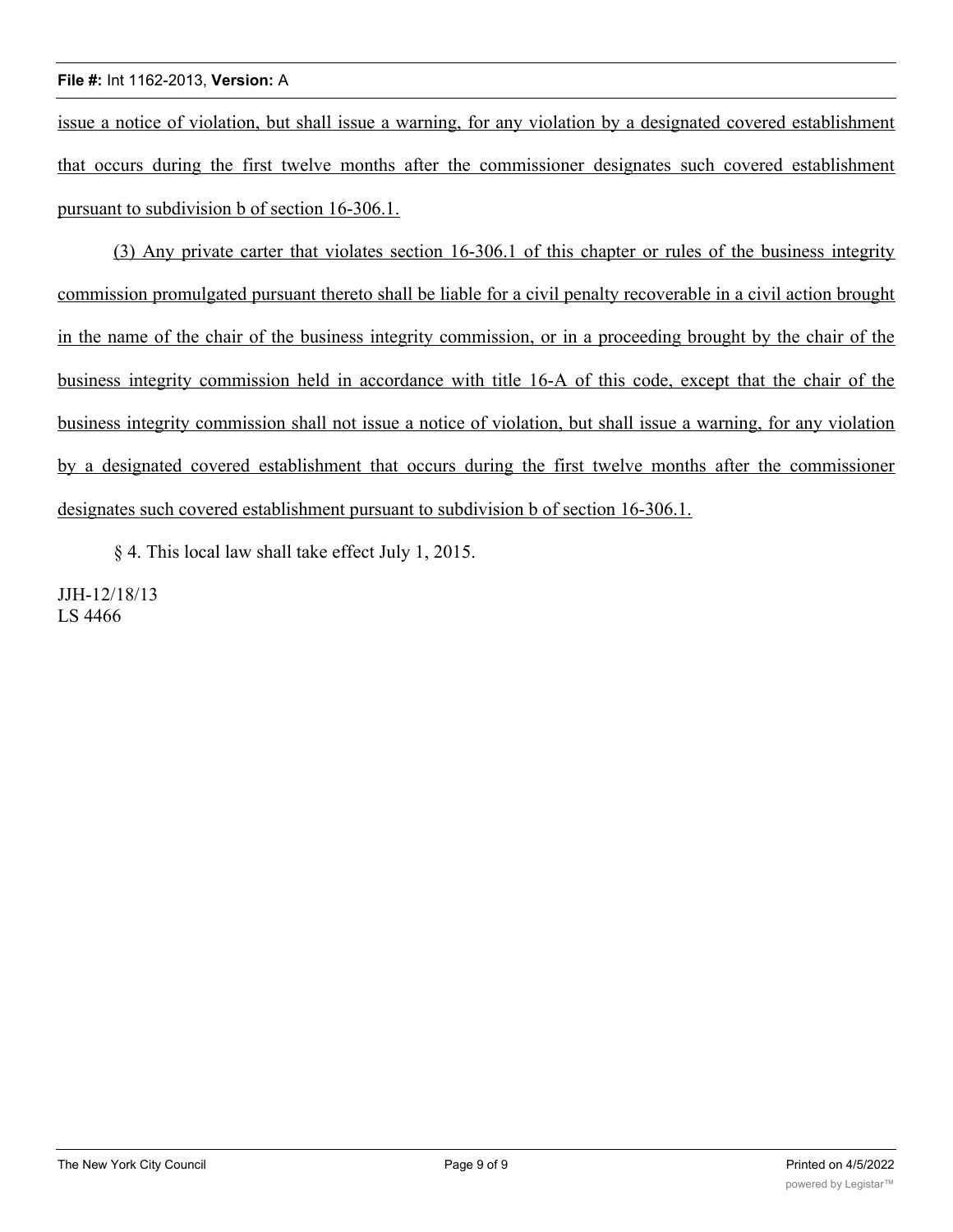issue a notice of violation, but shall issue a warning, for any violation by a designated covered establishment that occurs during the first twelve months after the commissioner designates such covered establishment pursuant to subdivision b of section 16-306.1.

(3) Any private carter that violates section 16-306.1 of this chapter or rules of the business integrity commission promulgated pursuant thereto shall be liable for a civil penalty recoverable in a civil action brought in the name of the chair of the business integrity commission, or in a proceeding brought by the chair of the business integrity commission held in accordance with title 16-A of this code, except that the chair of the business integrity commission shall not issue a notice of violation, but shall issue a warning, for any violation by a designated covered establishment that occurs during the first twelve months after the commissioner designates such covered establishment pursuant to subdivision b of section 16-306.1.

§ 4. This local law shall take effect July 1, 2015.

JJH-12/18/13
LS 4466